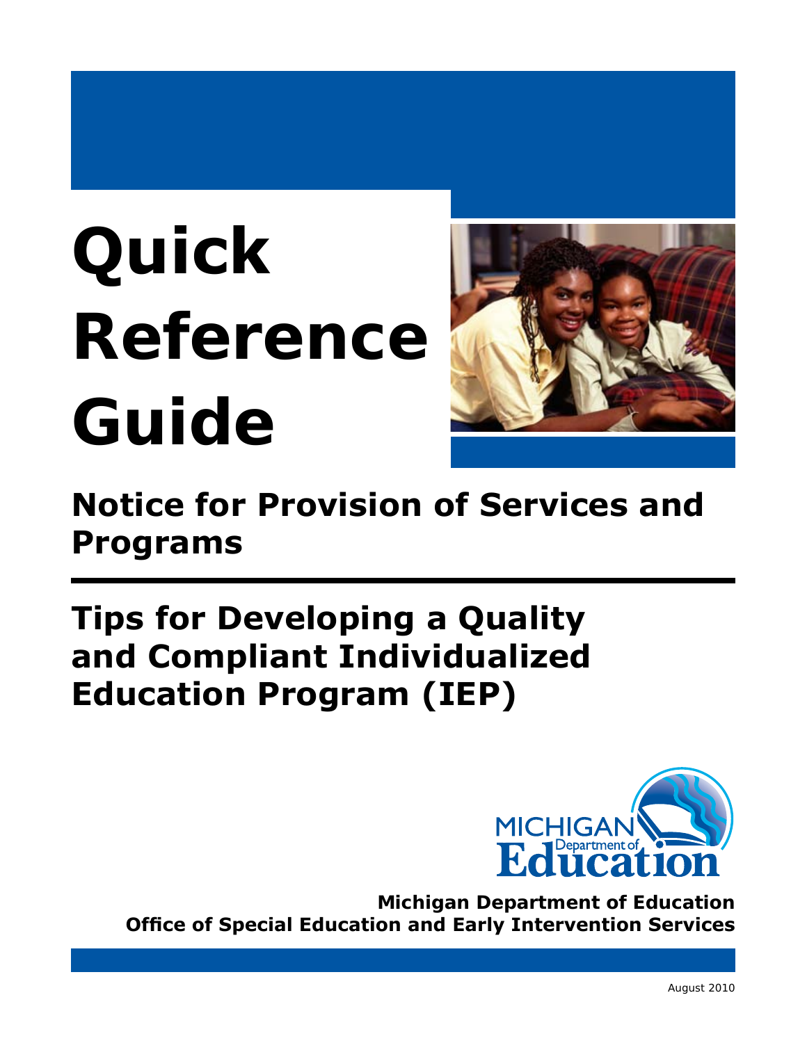# Quick Reference Guide

## Notice for Provision of Services and Programs

---

## Tips for Developing a Quality and Compliant Individualized Education Program (IEP)

**Michigan Department of Education**
**Office of Special Education and Early Intervention Services**

August 2010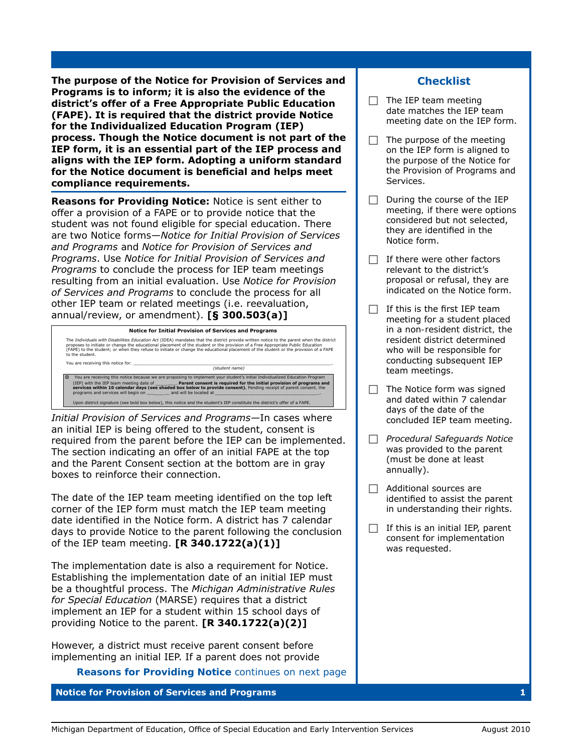**The purpose of the Notice for Provision of Services and Programs is to inform; it is also the evidence of the district's offer of a Free Appropriate Public Education (FAPE). It is required that the district provide Notice for the Individualized Education Program (IEP) process. Though the Notice document is not part of the IEP form, it is an essential part of the IEP process and aligns with the IEP form. Adopting a uniform standard for the Notice document is beneficial and helps meet compliance requirements.**

**Reasons for Providing Notice:** Notice is sent either to offer a provision of a FAPE or to provide notice that the student was not found eligible for special education. There are two Notice forms—*Notice for Initial Provision of Services and Programs* and *Notice for Provision of Services and Programs*. Use *Notice for Initial Provision of Services and Programs* to conclude the process for IEP team meetings resulting from an initial evaluation. Use *Notice for Provision of Services and Programs* to conclude the process for all other IEP team or related meetings (i.e. reevaluation, annual/review, or amendment). **[§ 300.503(a)]**

> **Notice for Initial Provision of Services and Programs**
>
> The *Individuals with Disabilities Education Act* (IDEA) mandates that the district provide written notice to the parent when the district proposes to initiate or change the educational placement of the student or the provision of a Free Appropriate Public Education (FAPE) to the student; or when they refuse to initiate or change the educational placement of the student or the provision of a FAPE to the student.
>
> You are receiving this notice for: ____________________________________________.
> (student name)
>
> ☐ You are receiving this notice because we are proposing to implement your student's initial Individualized Education Program (IEP) with the IEP team meeting date of ________. **Parent consent is required for the initial provision of programs and services within 10 calendar days (see shaded box below to provide consent).** Pending receipt of parent consent, the programs and services will begin on ________ and will be located at ____________________________________.
>
> Upon district signature (see bold box below), this notice and the student's IEP constitute the district's offer of a FAPE.

*Initial Provision of Services and Programs*—In cases where an initial IEP is being offered to the student, consent is required from the parent before the IEP can be implemented. The section indicating an offer of an initial FAPE at the top and the Parent Consent section at the bottom are in gray boxes to reinforce their connection.

The date of the IEP team meeting identified on the top left corner of the IEP form must match the IEP team meeting date identified in the Notice form. A district has 7 calendar days to provide Notice to the parent following the conclusion of the IEP team meeting. **[R 340.1722(a)(1)]**

The implementation date is also a requirement for Notice. Establishing the implementation date of an initial IEP must be a thoughtful process. The *Michigan Administrative Rules for Special Education* (MARSE) requires that a district implement an IEP for a student within 15 school days of providing Notice to the parent. **[R 340.1722(a)(2)]**

However, a district must receive parent consent before implementing an initial IEP. If a parent does not provide

**Reasons for Providing Notice** continues on next page

## Checklist

- ☐ The IEP team meeting date matches the IEP team meeting date on the IEP form.
- ☐ The purpose of the meeting on the IEP form is aligned to the purpose of the Notice for the Provision of Programs and Services.
- ☐ During the course of the IEP meeting, if there were options considered but not selected, they are identified in the Notice form.
- ☐ If there were other factors relevant to the district's proposal or refusal, they are indicated on the Notice form.
- ☐ If this is the first IEP team meeting for a student placed in a non-resident district, the resident district determined who will be responsible for conducting subsequent IEP team meetings.
- ☐ The Notice form was signed and dated within 7 calendar days of the date of the concluded IEP team meeting.
- ☐ *Procedural Safeguards Notice* was provided to the parent (must be done at least annually).
- ☐ Additional sources are identified to assist the parent in understanding their rights.
- ☐ If this is an initial IEP, parent consent for implementation was requested.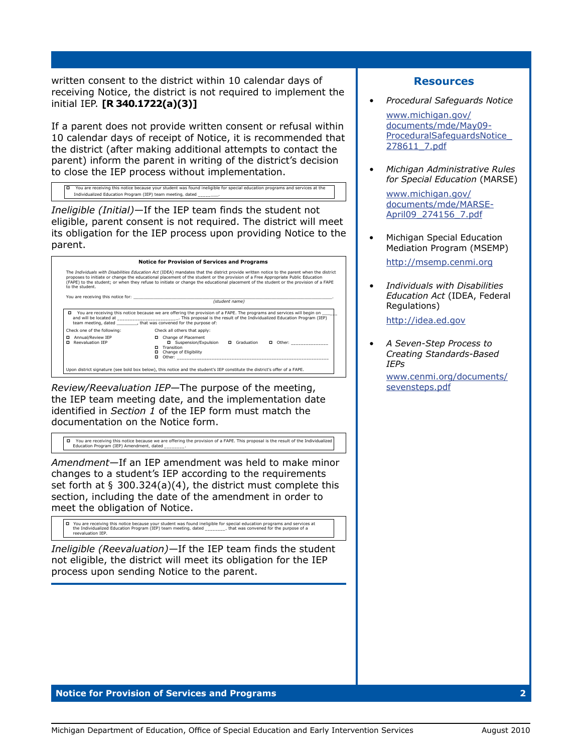written consent to the district within 10 calendar days of receiving Notice, the district is not required to implement the initial IEP. **[R 340.1722(a)(3)]**

If a parent does not provide written consent or refusal within 10 calendar days of receipt of Notice, it is recommended that the district (after making additional attempts to contact the parent) inform the parent in writing of the district's decision to close the IEP process without implementation.

> ☐ You are receiving this notice because your student was found ineligible for special education programs and services at the Individualized Education Program (IEP) team meeting, dated ________.

*Ineligible (Initial)*—If the IEP team finds the student not eligible, parent consent is not required. The district will meet its obligation for the IEP process upon providing Notice to the parent.

> **Notice for Provision of Services and Programs**
>
> The *Individuals with Disabilities Education Act* (IDEA) mandates that the district provide written notice to the parent when the district proposes to initiate or change the educational placement of the student or the provision of a Free Appropriate Public Education (FAPE) to the student; or when they refuse to initiate or change the educational placement of the student or the provision of a FAPE to the student.
>
> You are receiving this notice for: ____________________________________________.
> (student name)
>
> ☐ You are receiving this notice because we are offering the provision of a FAPE. The programs and services will begin on ______ and will be located at ________________________. This proposal is the result of the Individualized Education Program (IEP) team meeting, dated ________, that was convened for the purpose of:
>
> Check one of the following:
> - ☐ Annual/Review IEP
> - ☐ Reevaluation IEP
>
> Check all others that apply:
> - ☐ Change of Placement
>   - ☐ Suspension/Expulsion ☐ Graduation ☐ Other: ______________
> - ☐ Transition
> - ☐ Change of Eligibility
> - ☐ Other: ________________________________________________________
>
> Upon district signature (see bold box below), this notice and the student's IEP constitute the district's offer of a FAPE.

*Review/Reevaluation IEP*—The purpose of the meeting, the IEP team meeting date, and the implementation date identified in *Section 1* of the IEP form must match the documentation on the Notice form.

> ☐ You are receiving this notice because we are offering the provision of a FAPE. This proposal is the result of the Individualized Education Program (IEP) Amendment, dated ________.

*Amendment*—If an IEP amendment was held to make minor changes to a student's IEP according to the requirements set forth at § 300.324(a)(4), the district must complete this section, including the date of the amendment in order to meet the obligation of Notice.

> ☐ You are receiving this notice because your student was found ineligible for special education programs and services at the Individualized Education Program (IEP) team meeting, dated ________, that was convened for the purpose of a reevaluation IEP.

*Ineligible (Reevaluation)*—If the IEP team finds the student not eligible, the district will meet its obligation for the IEP process upon sending Notice to the parent.

## Resources

- *Procedural Safeguards Notice*
  www.michigan.gov/documents/mde/May09-ProceduralSafeguardsNotice_278611_7.pdf
- *Michigan Administrative Rules for Special Education* (MARSE)
  www.michigan.gov/documents/mde/MARSE-April09_274156_7.pdf
- Michigan Special Education Mediation Program (MSEMP)
  http://msemp.cenmi.org
- *Individuals with Disabilities Education Act* (IDEA, Federal Regulations)
  http://idea.ed.gov
- *A Seven-Step Process to Creating Standards-Based IEPs*
  www.cenmi.org/documents/sevensteps.pdf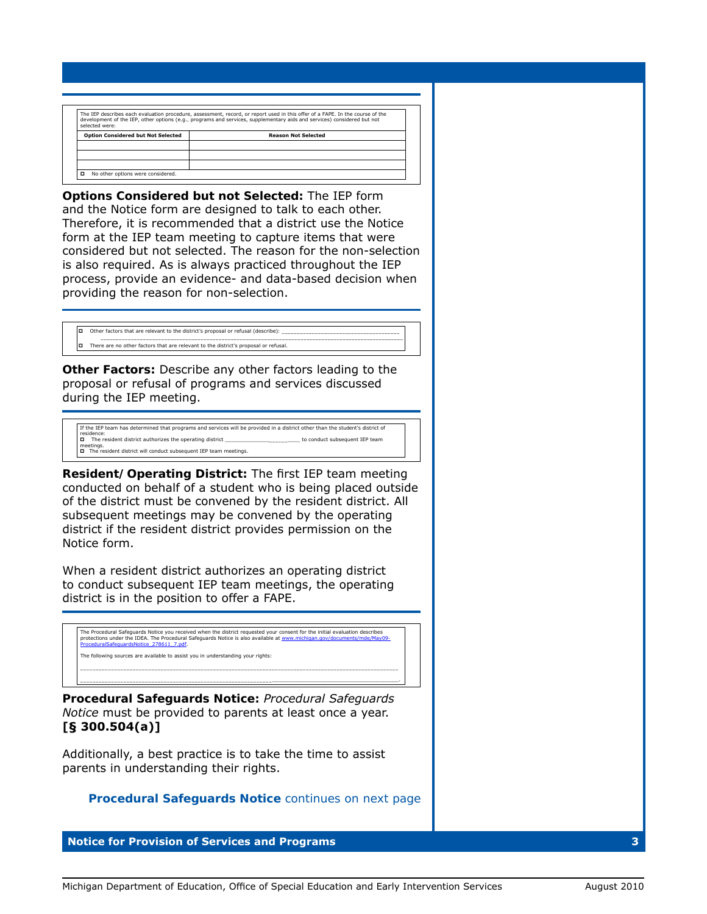The IEP describes each evaluation procedure, assessment, record, or report used in this offer of a FAPE. In the course of the development of the IEP, other options (e.g., programs and services, supplementary aids and services) considered but not selected were:

| Option Considered but Not Selected | Reason Not Selected |
|---|---|
| | |
| | |
| | |

☐ No other options were considered.

**Options Considered but not Selected:** The IEP form and the Notice form are designed to talk to each other. Therefore, it is recommended that a district use the Notice form at the IEP team meeting to capture items that were considered but not selected. The reason for the non-selection is also required. As is always practiced throughout the IEP process, provide an evidence- and data-based decision when providing the reason for non-selection.

☐ Other factors that are relevant to the district's proposal or refusal (describe): ____________________________________
______________________________________________________________________________________________
☐ There are no other factors that are relevant to the district's proposal or refusal.

**Other Factors:** Describe any other factors leading to the proposal or refusal of programs and services discussed during the IEP meeting.

If the IEP team has determined that programs and services will be provided in a district other than the student's district of residence:
☐ The resident district authorizes the operating district ______________________ to conduct subsequent IEP team meetings.
☐ The resident district will conduct subsequent IEP team meetings.

**Resident/ Operating District:** The first IEP team meeting conducted on behalf of a student who is being placed outside of the district must be convened by the resident district. All subsequent meetings may be convened by the operating district if the resident district provides permission on the Notice form.

When a resident district authorizes an operating district to conduct subsequent IEP team meetings, the operating district is in the position to offer a FAPE.

The Procedural Safeguards Notice you received when the district requested your consent for the initial evaluation describes protections under the IDEA. The Procedural Safeguards Notice is also available at www.michigan.gov/documents/mde/May09-ProceduralSafeguardsNotice_278611_7.pdf.

The following sources are available to assist you in understanding your rights:

______________________________________________________________________________________________
______________________________________________________________________________________________.

**Procedural Safeguards Notice:** *Procedural Safeguards Notice* must be provided to parents at least once a year. **[§ 300.504(a)]**

Additionally, a best practice is to take the time to assist parents in understanding their rights.

**Procedural Safeguards Notice** continues on next page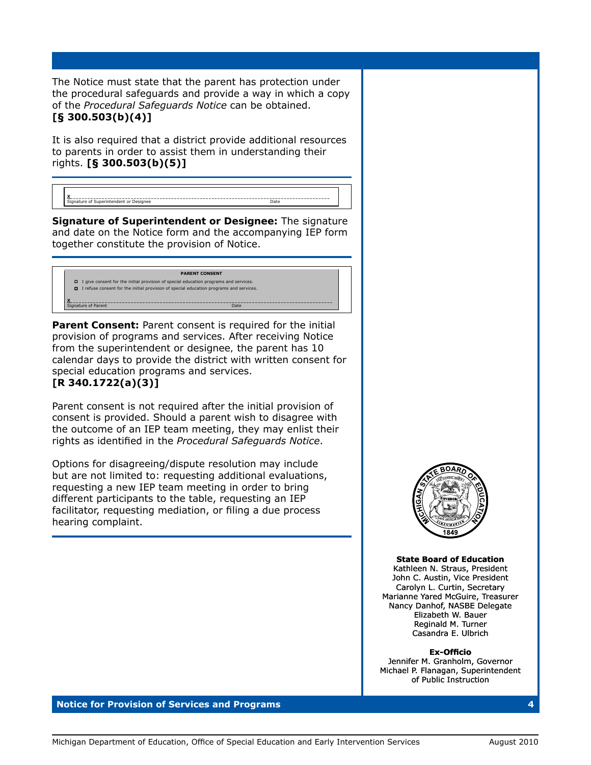The Notice must state that the parent has protection under the procedural safeguards and provide a way in which a copy of the *Procedural Safeguards Notice* can be obtained. **[§ 300.503(b)(4)]**

It is also required that a district provide additional resources to parents in order to assist them in understanding their rights. **[§ 300.503(b)(5)]**

x\_\_\_\_\_\_\_\_\_\_\_\_\_\_\_\_\_\_\_\_\_\_\_\_\_\_\_\_\_\_\_\_\_\_\_\_\_\_\_\_\_\_\_\_\_\_\_\_\_\_\_\_\_\_\_\_

Signature of Superintendent or Designee Date

**Signature of Superintendent or Designee:** The signature and date on the Notice form and the accompanying IEP form together constitute the provision of Notice.

**PARENT CONSENT**

- ☐ I give consent for the initial provision of special education programs and services.
- ☐ I refuse consent for the initial provision of special education programs and services.

x\_\_\_\_\_\_\_\_\_\_\_\_\_\_\_\_\_\_\_\_\_\_\_\_\_\_\_\_\_\_\_\_\_\_\_\_\_\_\_\_\_\_\_\_\_\_\_\_\_\_\_\_\_\_\_\_

Signature of Parent Date

**Parent Consent:** Parent consent is required for the initial provision of programs and services. After receiving Notice from the superintendent or designee, the parent has 10 calendar days to provide the district with written consent for special education programs and services. **[R 340.1722(a)(3)]**

Parent consent is not required after the initial provision of consent is provided. Should a parent wish to disagree with the outcome of an IEP team meeting, they may enlist their rights as identified in the *Procedural Safeguards Notice*.

Options for disagreeing/dispute resolution may include but are not limited to: requesting additional evaluations, requesting a new IEP team meeting in order to bring different participants to the table, requesting an IEP facilitator, requesting mediation, or filing a due process hearing complaint.

MICHIGAN STATE BOARD OF EDUCATION 1849

**State Board of Education**
Kathleen N. Straus, President
John C. Austin, Vice President
Carolyn L. Curtin, Secretary
Marianne Yared McGuire, Treasurer
Nancy Danhof, NASBE Delegate
Elizabeth W. Bauer
Reginald M. Turner
Casandra E. Ulbrich

**Ex-Officio**
Jennifer M. Granholm, Governor
Michael P. Flanagan, Superintendent of Public Instruction